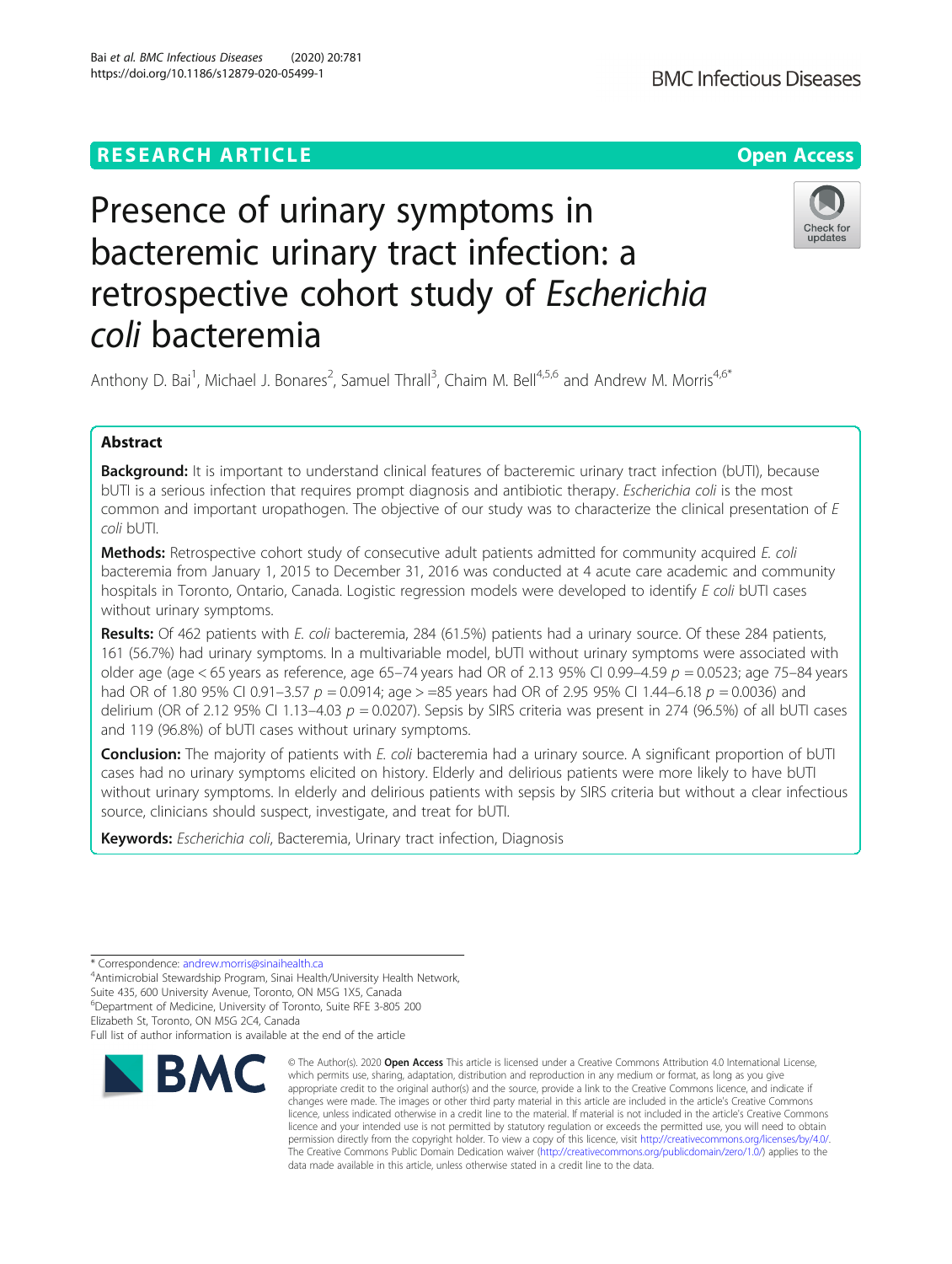RESEARCH ARTICLE

Open Access

# Presence of urinary symptoms in bacteremic urinary tract infection: a retrospective cohort study of *Escherichia coli* bacteremia

Anthony D. Bai[1], Michael J. Bonares[2], Samuel Thrall[3], Chaim M. Bell[4,5,6] and Andrew M. Morris[4,6*]

## Abstract

**Background:** It is important to understand clinical features of bacteremic urinary tract infection (bUTI), because bUTI is a serious infection that requires prompt diagnosis and antibiotic therapy. *Escherichia coli* is the most common and important uropathogen. The objective of our study was to characterize the clinical presentation of *E coli* bUTI.

**Methods:** Retrospective cohort study of consecutive adult patients admitted for community acquired *E. coli* bacteremia from January 1, 2015 to December 31, 2016 was conducted at 4 acute care academic and community hospitals in Toronto, Ontario, Canada. Logistic regression models were developed to identify *E coli* bUTI cases without urinary symptoms.

**Results:** Of 462 patients with *E. coli* bacteremia, 284 (61.5%) patients had a urinary source. Of these 284 patients, 161 (56.7%) had urinary symptoms. In a multivariable model, bUTI without urinary symptoms were associated with older age (age < 65 years as reference, age 65–74 years had OR of 2.13 95% CI 0.99–4.59 $p = 0.0523$; age 75–84 years had OR of 1.80 95% CI 0.91–3.57 $p = 0.0914$; age > =85 years had OR of 2.95 95% CI 1.44–6.18 $p = 0.0036$) and delirium (OR of 2.12 95% CI 1.13–4.03 $p = 0.0207$). Sepsis by SIRS criteria was present in 274 (96.5%) of all bUTI cases and 119 (96.8%) of bUTI cases without urinary symptoms.

**Conclusion:** The majority of patients with *E. coli* bacteremia had a urinary source. A significant proportion of bUTI cases had no urinary symptoms elicited on history. Elderly and delirious patients were more likely to have bUTI without urinary symptoms. In elderly and delirious patients with sepsis by SIRS criteria but without a clear infectious source, clinicians should suspect, investigate, and treat for bUTI.

**Keywords:** *Escherichia coli*, Bacteremia, Urinary tract infection, Diagnosis

---

\* Correspondence: andrew.morris@sinaihealth.ca
[4]Antimicrobial Stewardship Program, Sinai Health/University Health Network, Suite 435, 600 University Avenue, Toronto, ON M5G 1X5, Canada
[6]Department of Medicine, University of Toronto, Suite RFE 3-805 200 Elizabeth St, Toronto, ON M5G 2C4, Canada
Full list of author information is available at the end of the article

© The Author(s). 2020 **Open Access** This article is licensed under a Creative Commons Attribution 4.0 International License, which permits use, sharing, adaptation, distribution and reproduction in any medium or format, as long as you give appropriate credit to the original author(s) and the source, provide a link to the Creative Commons licence, and indicate if changes were made. The images or other third party material in this article are included in the article's Creative Commons licence, unless indicated otherwise in a credit line to the material. If material is not included in the article's Creative Commons licence and your intended use is not permitted by statutory regulation or exceeds the permitted use, you will need to obtain permission directly from the copyright holder. To view a copy of this licence, visit http://creativecommons.org/licenses/by/4.0/. The Creative Commons Public Domain Dedication waiver (http://creativecommons.org/publicdomain/zero/1.0/) applies to the data made available in this article, unless otherwise stated in a credit line to the data.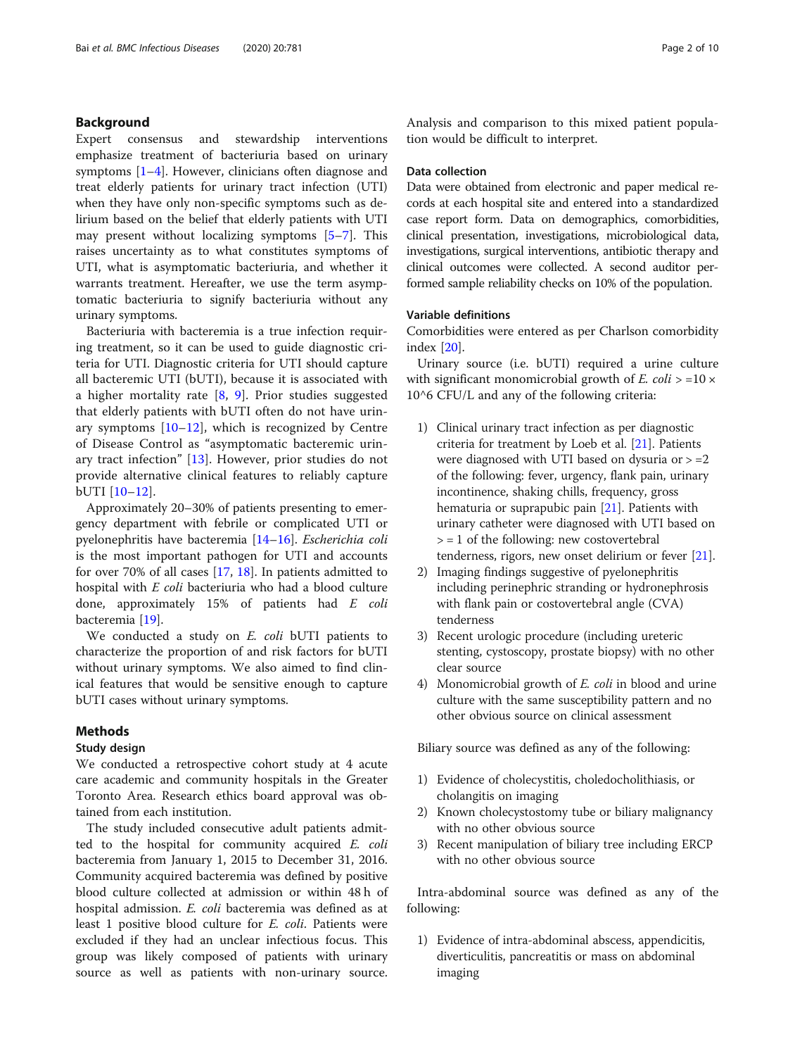## Background

Expert consensus and stewardship interventions emphasize treatment of bacteriuria based on urinary symptoms [1–4]. However, clinicians often diagnose and treat elderly patients for urinary tract infection (UTI) when they have only non-specific symptoms such as delirium based on the belief that elderly patients with UTI may present without localizing symptoms [5–7]. This raises uncertainty as to what constitutes symptoms of UTI, what is asymptomatic bacteriuria, and whether it warrants treatment. Hereafter, we use the term asymptomatic bacteriuria to signify bacteriuria without any urinary symptoms.

Bacteriuria with bacteremia is a true infection requiring treatment, so it can be used to guide diagnostic criteria for UTI. Diagnostic criteria for UTI should capture all bacteremic UTI (bUTI), because it is associated with a higher mortality rate [8, 9]. Prior studies suggested that elderly patients with bUTI often do not have urinary symptoms [10–12], which is recognized by Centre of Disease Control as "asymptomatic bacteremic urinary tract infection" [13]. However, prior studies do not provide alternative clinical features to reliably capture bUTI [10–12].

Approximately 20–30% of patients presenting to emergency department with febrile or complicated UTI or pyelonephritis have bacteremia [14–16]. *Escherichia coli* is the most important pathogen for UTI and accounts for over 70% of all cases [17, 18]. In patients admitted to hospital with *E coli* bacteriuria who had a blood culture done, approximately 15% of patients had *E coli* bacteremia [19].

We conducted a study on *E. coli* bUTI patients to characterize the proportion of and risk factors for bUTI without urinary symptoms. We also aimed to find clinical features that would be sensitive enough to capture bUTI cases without urinary symptoms.

## Methods

### Study design

We conducted a retrospective cohort study at 4 acute care academic and community hospitals in the Greater Toronto Area. Research ethics board approval was obtained from each institution.

The study included consecutive adult patients admitted to the hospital for community acquired *E. coli* bacteremia from January 1, 2015 to December 31, 2016. Community acquired bacteremia was defined by positive blood culture collected at admission or within 48 h of hospital admission. *E. coli* bacteremia was defined as at least 1 positive blood culture for *E. coli*. Patients were excluded if they had an unclear infectious focus. This group was likely composed of patients with urinary source as well as patients with non-urinary source. Analysis and comparison to this mixed patient population would be difficult to interpret.

### Data collection

Data were obtained from electronic and paper medical records at each hospital site and entered into a standardized case report form. Data on demographics, comorbidities, clinical presentation, investigations, microbiological data, investigations, surgical interventions, antibiotic therapy and clinical outcomes were collected. A second auditor performed sample reliability checks on 10% of the population.

### Variable definitions

Comorbidities were entered as per Charlson comorbidity index [20].

Urinary source (i.e. bUTI) required a urine culture with significant monomicrobial growth of *E. coli* > =10 × 10^6 CFU/L and any of the following criteria:

1) Clinical urinary tract infection as per diagnostic criteria for treatment by Loeb et al. [21]. Patients were diagnosed with UTI based on dysuria or > =2 of the following: fever, urgency, flank pain, urinary incontinence, shaking chills, frequency, gross hematuria or suprapubic pain [21]. Patients with urinary catheter were diagnosed with UTI based on > = 1 of the following: new costovertebral tenderness, rigors, new onset delirium or fever [21].
2) Imaging findings suggestive of pyelonephritis including perinephric stranding or hydronephrosis with flank pain or costovertebral angle (CVA) tenderness
3) Recent urologic procedure (including ureteric stenting, cystoscopy, prostate biopsy) with no other clear source
4) Monomicrobial growth of *E. coli* in blood and urine culture with the same susceptibility pattern and no other obvious source on clinical assessment

Biliary source was defined as any of the following:

1) Evidence of cholecystitis, choledocholithiasis, or cholangitis on imaging
2) Known cholecystostomy tube or biliary malignancy with no other obvious source
3) Recent manipulation of biliary tree including ERCP with no other obvious source

Intra-abdominal source was defined as any of the following:

1) Evidence of intra-abdominal abscess, appendicitis, diverticulitis, pancreatitis or mass on abdominal imaging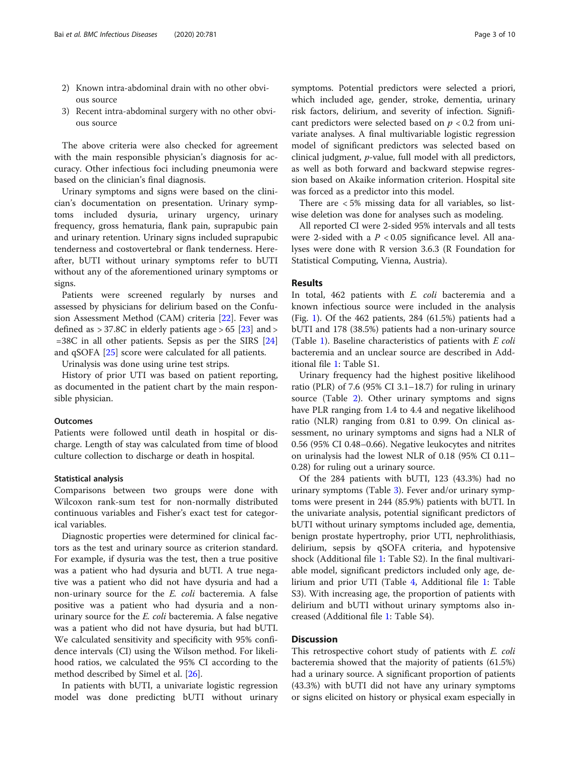2) Known intra-abdominal drain with no other obvious source
3) Recent intra-abdominal surgery with no other obvious source

The above criteria were also checked for agreement with the main responsible physician's diagnosis for accuracy. Other infectious foci including pneumonia were based on the clinician's final diagnosis.

Urinary symptoms and signs were based on the clinician's documentation on presentation. Urinary symptoms included dysuria, urinary urgency, urinary frequency, gross hematuria, flank pain, suprapubic pain and urinary retention. Urinary signs included suprapubic tenderness and costovertebral or flank tenderness. Hereafter, bUTI without urinary symptoms refer to bUTI without any of the aforementioned urinary symptoms or signs.

Patients were screened regularly by nurses and assessed by physicians for delirium based on the Confusion Assessment Method (CAM) criteria [22]. Fever was defined as > 37.8C in elderly patients age > 65 [23] and > =38C in all other patients. Sepsis as per the SIRS [24] and qSOFA [25] score were calculated for all patients.

Urinalysis was done using urine test strips.

History of prior UTI was based on patient reporting, as documented in the patient chart by the main responsible physician.

### Outcomes

Patients were followed until death in hospital or discharge. Length of stay was calculated from time of blood culture collection to discharge or death in hospital.

### Statistical analysis

Comparisons between two groups were done with Wilcoxon rank-sum test for non-normally distributed continuous variables and Fisher's exact test for categorical variables.

Diagnostic properties were determined for clinical factors as the test and urinary source as criterion standard. For example, if dysuria was the test, then a true positive was a patient who had dysuria and bUTI. A true negative was a patient who did not have dysuria and had a non-urinary source for the *E. coli* bacteremia. A false positive was a patient who had dysuria and a non-urinary source for the *E. coli* bacteremia. A false negative was a patient who did not have dysuria, but had bUTI. We calculated sensitivity and specificity with 95% confidence intervals (CI) using the Wilson method. For likelihood ratios, we calculated the 95% CI according to the method described by Simel et al. [26].

In patients with bUTI, a univariate logistic regression model was done predicting bUTI without urinary symptoms. Potential predictors were selected a priori, which included age, gender, stroke, dementia, urinary risk factors, delirium, and severity of infection. Significant predictors were selected based on $p < 0.2$ from univariate analyses. A final multivariable logistic regression model of significant predictors was selected based on clinical judgment, *p*-value, full model with all predictors, as well as both forward and backward stepwise regression based on Akaike information criterion. Hospital site was forced as a predictor into this model.

There are < 5% missing data for all variables, so listwise deletion was done for analyses such as modeling.

All reported CI were 2-sided 95% intervals and all tests were 2-sided with a $P < 0.05$ significance level. All analyses were done with R version 3.6.3 (R Foundation for Statistical Computing, Vienna, Austria).

## Results

In total, 462 patients with *E. coli* bacteremia and a known infectious source were included in the analysis (Fig. 1). Of the 462 patients, 284 (61.5%) patients had a bUTI and 178 (38.5%) patients had a non-urinary source (Table 1). Baseline characteristics of patients with *E coli* bacteremia and an unclear source are described in Additional file 1: Table S1.

Urinary frequency had the highest positive likelihood ratio (PLR) of 7.6 (95% CI 3.1–18.7) for ruling in urinary source (Table 2). Other urinary symptoms and signs have PLR ranging from 1.4 to 4.4 and negative likelihood ratio (NLR) ranging from 0.81 to 0.99. On clinical assessment, no urinary symptoms and signs had a NLR of 0.56 (95% CI 0.48–0.66). Negative leukocytes and nitrites on urinalysis had the lowest NLR of 0.18 (95% CI 0.11–0.28) for ruling out a urinary source.

Of the 284 patients with bUTI, 123 (43.3%) had no urinary symptoms (Table 3). Fever and/or urinary symptoms were present in 244 (85.9%) patients with bUTI. In the univariate analysis, potential significant predictors of bUTI without urinary symptoms included age, dementia, benign prostate hypertrophy, prior UTI, nephrolithiasis, delirium, sepsis by qSOFA criteria, and hypotensive shock (Additional file 1: Table S2). In the final multivariable model, significant predictors included only age, delirium and prior UTI (Table 4, Additional file 1: Table S3). With increasing age, the proportion of patients with delirium and bUTI without urinary symptoms also increased (Additional file 1: Table S4).

## Discussion

This retrospective cohort study of patients with *E. coli* bacteremia showed that the majority of patients (61.5%) had a urinary source. A significant proportion of patients (43.3%) with bUTI did not have any urinary symptoms or signs elicited on history or physical exam especially in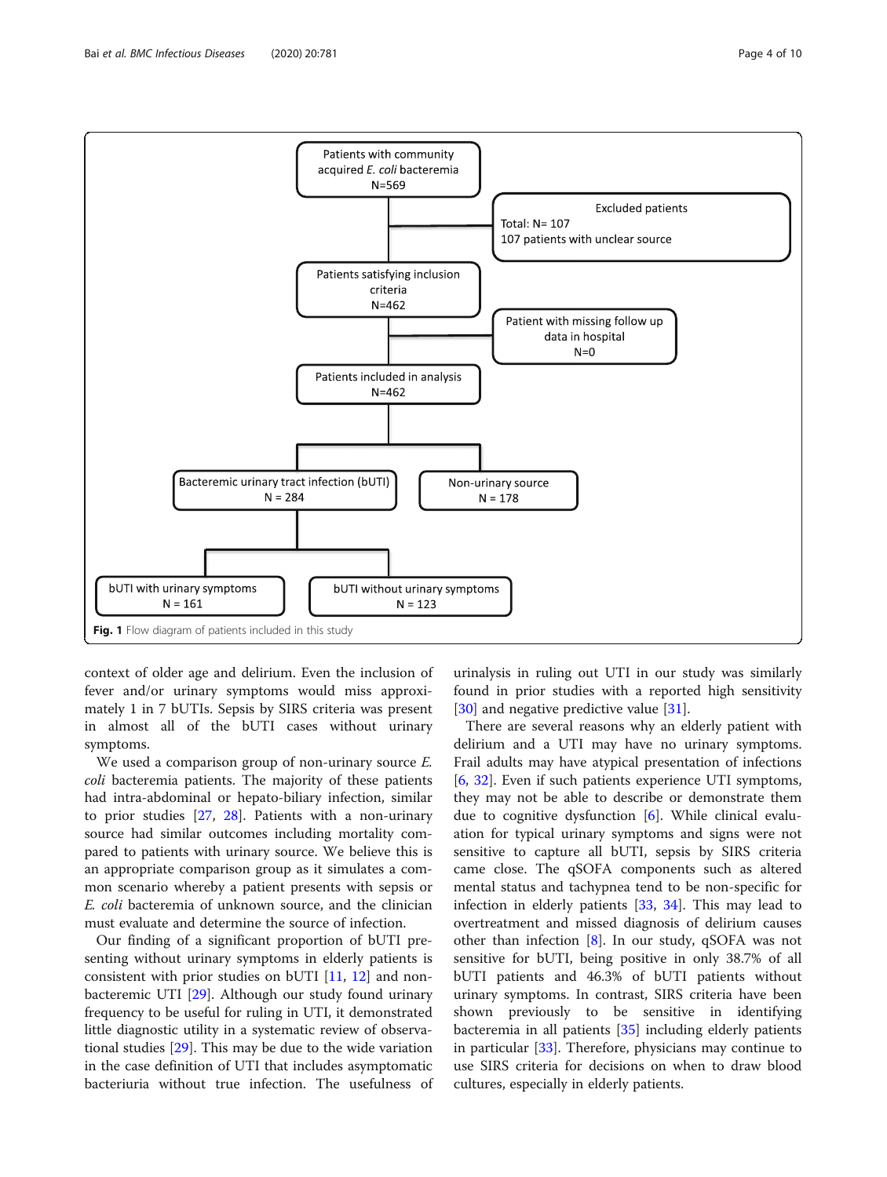Patients with community acquired *E. coli* bacteremia
N=569

Excluded patients
Total: N= 107
107 patients with unclear source

Patients satisfying inclusion criteria
N=462

Patient with missing follow up data in hospital
N=0

Patients included in analysis
N=462

Bacteremic urinary tract infection (bUTI)
N = 284

Non-urinary source
N = 178

bUTI with urinary symptoms
N = 161

bUTI without urinary symptoms
N = 123

**Fig. 1** Flow diagram of patients included in this study

context of older age and delirium. Even the inclusion of fever and/or urinary symptoms would miss approximately 1 in 7 bUTIs. Sepsis by SIRS criteria was present in almost all of the bUTI cases without urinary symptoms.

We used a comparison group of non-urinary source *E. coli* bacteremia patients. The majority of these patients had intra-abdominal or hepato-biliary infection, similar to prior studies [27, 28]. Patients with a non-urinary source had similar outcomes including mortality compared to patients with urinary source. We believe this is an appropriate comparison group as it simulates a common scenario whereby a patient presents with sepsis or *E. coli* bacteremia of unknown source, and the clinician must evaluate and determine the source of infection.

Our finding of a significant proportion of bUTI presenting without urinary symptoms in elderly patients is consistent with prior studies on bUTI [11, 12] and non-bacteremic UTI [29]. Although our study found urinary frequency to be useful for ruling in UTI, it demonstrated little diagnostic utility in a systematic review of observational studies [29]. This may be due to the wide variation in the case definition of UTI that includes asymptomatic bacteriuria without true infection. The usefulness of urinalysis in ruling out UTI in our study was similarly found in prior studies with a reported high sensitivity [30] and negative predictive value [31].

There are several reasons why an elderly patient with delirium and a UTI may have no urinary symptoms. Frail adults may have atypical presentation of infections [6, 32]. Even if such patients experience UTI symptoms, they may not be able to describe or demonstrate them due to cognitive dysfunction [6]. While clinical evaluation for typical urinary symptoms and signs were not sensitive to capture all bUTI, sepsis by SIRS criteria came close. The qSOFA components such as altered mental status and tachypnea tend to be non-specific for infection in elderly patients [33, 34]. This may lead to overtreatment and missed diagnosis of delirium causes other than infection [8]. In our study, qSOFA was not sensitive for bUTI, being positive in only 38.7% of all bUTI patients and 46.3% of bUTI patients without urinary symptoms. In contrast, SIRS criteria have been shown previously to be sensitive in identifying bacteremia in all patients [35] including elderly patients in particular [33]. Therefore, physicians may continue to use SIRS criteria for decisions on when to draw blood cultures, especially in elderly patients.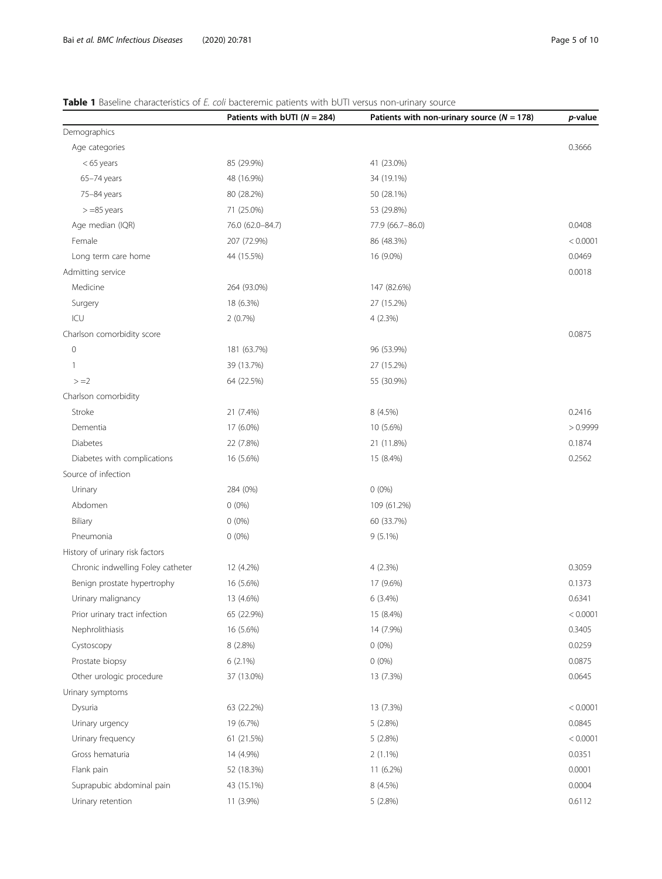**Table 1** Baseline characteristics of *E. coli* bacteremic patients with bUTI versus non-urinary source

| | Patients with bUTI (*N* = 284) | Patients with non-urinary source (*N* = 178) | *p*-value |
|---|---|---|---|
| Demographics | | | |
| Age categories | | | 0.3666 |
| < 65 years | 85 (29.9%) | 41 (23.0%) | |
| 65–74 years | 48 (16.9%) | 34 (19.1%) | |
| 75–84 years | 80 (28.2%) | 50 (28.1%) | |
| > =85 years | 71 (25.0%) | 53 (29.8%) | |
| Age median (IQR) | 76.0 (62.0–84.7) | 77.9 (66.7–86.0) | 0.0408 |
| Female | 207 (72.9%) | 86 (48.3%) | < 0.0001 |
| Long term care home | 44 (15.5%) | 16 (9.0%) | 0.0469 |
| Admitting service | | | 0.0018 |
| Medicine | 264 (93.0%) | 147 (82.6%) | |
| Surgery | 18 (6.3%) | 27 (15.2%) | |
| ICU | 2 (0.7%) | 4 (2.3%) | |
| Charlson comorbidity score | | | 0.0875 |
| 0 | 181 (63.7%) | 96 (53.9%) | |
| 1 | 39 (13.7%) | 27 (15.2%) | |
| > =2 | 64 (22.5%) | 55 (30.9%) | |
| Charlson comorbidity | | | |
| Stroke | 21 (7.4%) | 8 (4.5%) | 0.2416 |
| Dementia | 17 (6.0%) | 10 (5.6%) | > 0.9999 |
| Diabetes | 22 (7.8%) | 21 (11.8%) | 0.1874 |
| Diabetes with complications | 16 (5.6%) | 15 (8.4%) | 0.2562 |
| Source of infection | | | |
| Urinary | 284 (0%) | 0 (0%) | |
| Abdomen | 0 (0%) | 109 (61.2%) | |
| Biliary | 0 (0%) | 60 (33.7%) | |
| Pneumonia | 0 (0%) | 9 (5.1%) | |
| History of urinary risk factors | | | |
| Chronic indwelling Foley catheter | 12 (4.2%) | 4 (2.3%) | 0.3059 |
| Benign prostate hypertrophy | 16 (5.6%) | 17 (9.6%) | 0.1373 |
| Urinary malignancy | 13 (4.6%) | 6 (3.4%) | 0.6341 |
| Prior urinary tract infection | 65 (22.9%) | 15 (8.4%) | < 0.0001 |
| Nephrolithiasis | 16 (5.6%) | 14 (7.9%) | 0.3405 |
| Cystoscopy | 8 (2.8%) | 0 (0%) | 0.0259 |
| Prostate biopsy | 6 (2.1%) | 0 (0%) | 0.0875 |
| Other urologic procedure | 37 (13.0%) | 13 (7.3%) | 0.0645 |
| Urinary symptoms | | | |
| Dysuria | 63 (22.2%) | 13 (7.3%) | < 0.0001 |
| Urinary urgency | 19 (6.7%) | 5 (2.8%) | 0.0845 |
| Urinary frequency | 61 (21.5%) | 5 (2.8%) | < 0.0001 |
| Gross hematuria | 14 (4.9%) | 2 (1.1%) | 0.0351 |
| Flank pain | 52 (18.3%) | 11 (6.2%) | 0.0001 |
| Suprapubic abdominal pain | 43 (15.1%) | 8 (4.5%) | 0.0004 |
| Urinary retention | 11 (3.9%) | 5 (2.8%) | 0.6112 |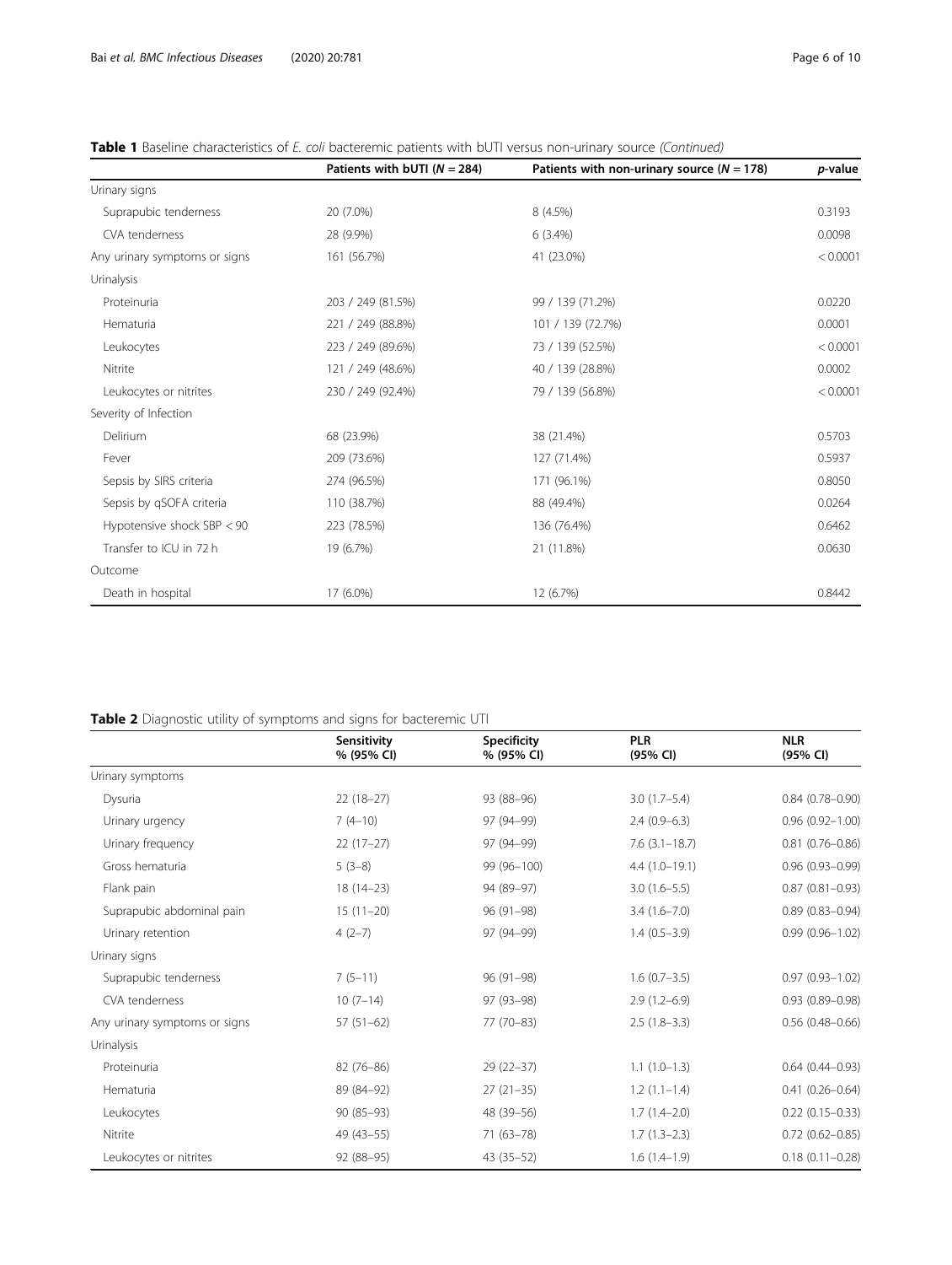**Table 1** Baseline characteristics of *E. coli* bacteremic patients with bUTI versus non-urinary source *(Continued)*

| | Patients with bUTI ($N = 284$) | Patients with non-urinary source ($N = 178$) | *p*-value |
|---|---|---|---|
| Urinary signs | | | |
| Suprapubic tenderness | 20 (7.0%) | 8 (4.5%) | 0.3193 |
| CVA tenderness | 28 (9.9%) | 6 (3.4%) | 0.0098 |
| Any urinary symptoms or signs | 161 (56.7%) | 41 (23.0%) | < 0.0001 |
| Urinalysis | | | |
| Proteinuria | 203 / 249 (81.5%) | 99 / 139 (71.2%) | 0.0220 |
| Hematuria | 221 / 249 (88.8%) | 101 / 139 (72.7%) | 0.0001 |
| Leukocytes | 223 / 249 (89.6%) | 73 / 139 (52.5%) | < 0.0001 |
| Nitrite | 121 / 249 (48.6%) | 40 / 139 (28.8%) | 0.0002 |
| Leukocytes or nitrites | 230 / 249 (92.4%) | 79 / 139 (56.8%) | < 0.0001 |
| Severity of Infection | | | |
| Delirium | 68 (23.9%) | 38 (21.4%) | 0.5703 |
| Fever | 209 (73.6%) | 127 (71.4%) | 0.5937 |
| Sepsis by SIRS criteria | 274 (96.5%) | 171 (96.1%) | 0.8050 |
| Sepsis by qSOFA criteria | 110 (38.7%) | 88 (49.4%) | 0.0264 |
| Hypotensive shock SBP < 90 | 223 (78.5%) | 136 (76.4%) | 0.6462 |
| Transfer to ICU in 72 h | 19 (6.7%) | 21 (11.8%) | 0.0630 |
| Outcome | | | |
| Death in hospital | 17 (6.0%) | 12 (6.7%) | 0.8442 |

**Table 2** Diagnostic utility of symptoms and signs for bacteremic UTI

| | Sensitivity % (95% CI) | Specificity % (95% CI) | PLR (95% CI) | NLR (95% CI) |
|---|---|---|---|---|
| Urinary symptoms | | | | |
| Dysuria | 22 (18–27) | 93 (88–96) | 3.0 (1.7–5.4) | 0.84 (0.78–0.90) |
| Urinary urgency | 7 (4–10) | 97 (94–99) | 2.4 (0.9–6.3) | 0.96 (0.92–1.00) |
| Urinary frequency | 22 (17–27) | 97 (94–99) | 7.6 (3.1–18.7) | 0.81 (0.76–0.86) |
| Gross hematuria | 5 (3–8) | 99 (96–100) | 4.4 (1.0–19.1) | 0.96 (0.93–0.99) |
| Flank pain | 18 (14–23) | 94 (89–97) | 3.0 (1.6–5.5) | 0.87 (0.81–0.93) |
| Suprapubic abdominal pain | 15 (11–20) | 96 (91–98) | 3.4 (1.6–7.0) | 0.89 (0.83–0.94) |
| Urinary retention | 4 (2–7) | 97 (94–99) | 1.4 (0.5–3.9) | 0.99 (0.96–1.02) |
| Urinary signs | | | | |
| Suprapubic tenderness | 7 (5–11) | 96 (91–98) | 1.6 (0.7–3.5) | 0.97 (0.93–1.02) |
| CVA tenderness | 10 (7–14) | 97 (93–98) | 2.9 (1.2–6.9) | 0.93 (0.89–0.98) |
| Any urinary symptoms or signs | 57 (51–62) | 77 (70–83) | 2.5 (1.8–3.3) | 0.56 (0.48–0.66) |
| Urinalysis | | | | |
| Proteinuria | 82 (76–86) | 29 (22–37) | 1.1 (1.0–1.3) | 0.64 (0.44–0.93) |
| Hematuria | 89 (84–92) | 27 (21–35) | 1.2 (1.1–1.4) | 0.41 (0.26–0.64) |
| Leukocytes | 90 (85–93) | 48 (39–56) | 1.7 (1.4–2.0) | 0.22 (0.15–0.33) |
| Nitrite | 49 (43–55) | 71 (63–78) | 1.7 (1.3–2.3) | 0.72 (0.62–0.85) |
| Leukocytes or nitrites | 92 (88–95) | 43 (35–52) | 1.6 (1.4–1.9) | 0.18 (0.11–0.28) |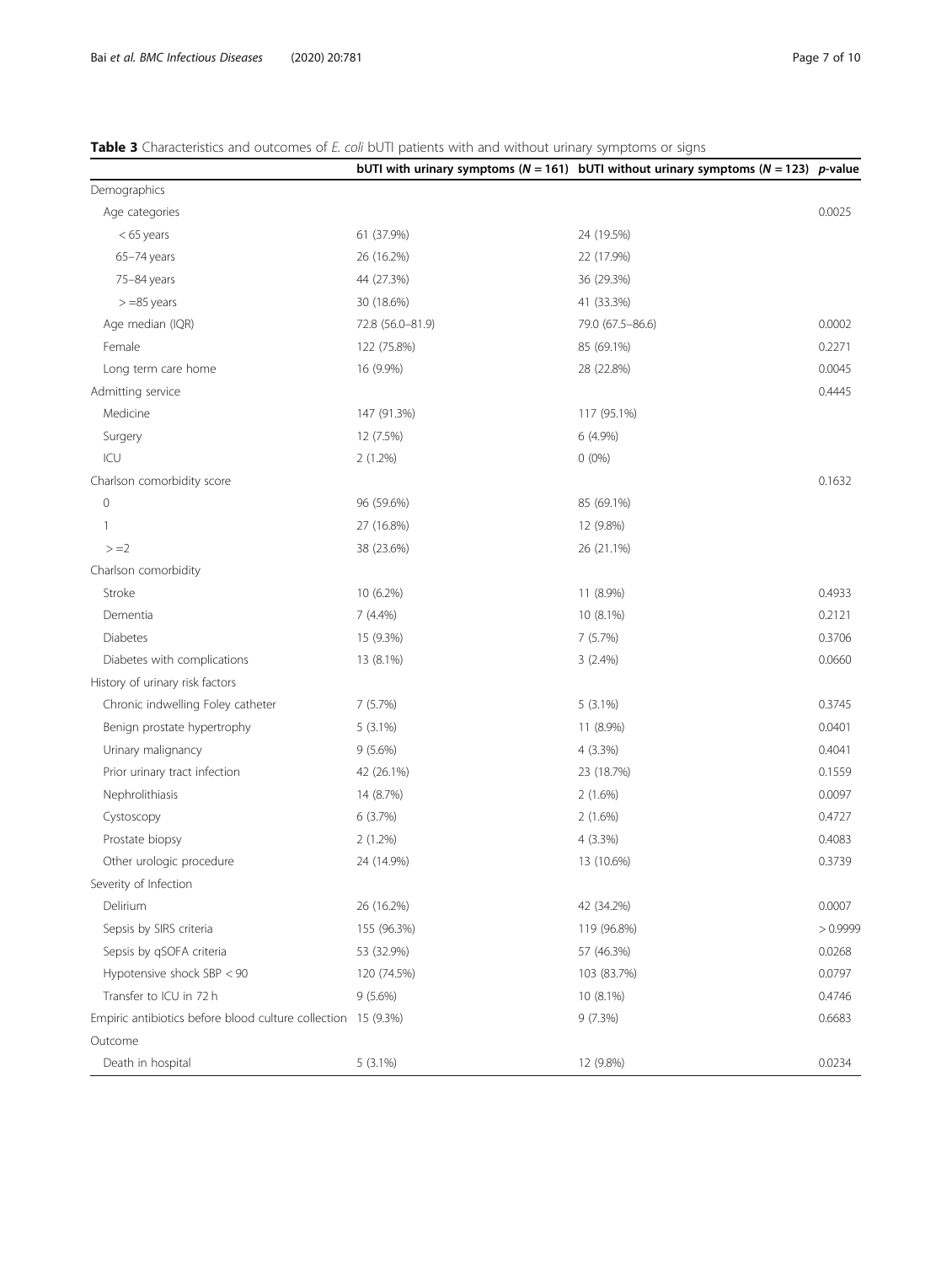**Table 3** Characteristics and outcomes of *E. coli* bUTI patients with and without urinary symptoms or signs

| | bUTI with urinary symptoms (*N* = 161) | bUTI without urinary symptoms (*N* = 123) | *p*-value |
|---|---|---|---|
| Demographics | | | |
| Age categories | | | 0.0025 |
| < 65 years | 61 (37.9%) | 24 (19.5%) | |
| 65–74 years | 26 (16.2%) | 22 (17.9%) | |
| 75–84 years | 44 (27.3%) | 36 (29.3%) | |
| > =85 years | 30 (18.6%) | 41 (33.3%) | |
| Age median (IQR) | 72.8 (56.0–81.9) | 79.0 (67.5–86.6) | 0.0002 |
| Female | 122 (75.8%) | 85 (69.1%) | 0.2271 |
| Long term care home | 16 (9.9%) | 28 (22.8%) | 0.0045 |
| Admitting service | | | 0.4445 |
| Medicine | 147 (91.3%) | 117 (95.1%) | |
| Surgery | 12 (7.5%) | 6 (4.9%) | |
| ICU | 2 (1.2%) | 0 (0%) | |
| Charlson comorbidity score | | | 0.1632 |
| 0 | 96 (59.6%) | 85 (69.1%) | |
| 1 | 27 (16.8%) | 12 (9.8%) | |
| > =2 | 38 (23.6%) | 26 (21.1%) | |
| Charlson comorbidity | | | |
| Stroke | 10 (6.2%) | 11 (8.9%) | 0.4933 |
| Dementia | 7 (4.4%) | 10 (8.1%) | 0.2121 |
| Diabetes | 15 (9.3%) | 7 (5.7%) | 0.3706 |
| Diabetes with complications | 13 (8.1%) | 3 (2.4%) | 0.0660 |
| History of urinary risk factors | | | |
| Chronic indwelling Foley catheter | 7 (5.7%) | 5 (3.1%) | 0.3745 |
| Benign prostate hypertrophy | 5 (3.1%) | 11 (8.9%) | 0.0401 |
| Urinary malignancy | 9 (5.6%) | 4 (3.3%) | 0.4041 |
| Prior urinary tract infection | 42 (26.1%) | 23 (18.7%) | 0.1559 |
| Nephrolithiasis | 14 (8.7%) | 2 (1.6%) | 0.0097 |
| Cystoscopy | 6 (3.7%) | 2 (1.6%) | 0.4727 |
| Prostate biopsy | 2 (1.2%) | 4 (3.3%) | 0.4083 |
| Other urologic procedure | 24 (14.9%) | 13 (10.6%) | 0.3739 |
| Severity of Infection | | | |
| Delirium | 26 (16.2%) | 42 (34.2%) | 0.0007 |
| Sepsis by SIRS criteria | 155 (96.3%) | 119 (96.8%) | > 0.9999 |
| Sepsis by qSOFA criteria | 53 (32.9%) | 57 (46.3%) | 0.0268 |
| Hypotensive shock SBP < 90 | 120 (74.5%) | 103 (83.7%) | 0.0797 |
| Transfer to ICU in 72 h | 9 (5.6%) | 10 (8.1%) | 0.4746 |
| Empiric antibiotics before blood culture collection | 15 (9.3%) | 9 (7.3%) | 0.6683 |
| Outcome | | | |
| Death in hospital | 5 (3.1%) | 12 (9.8%) | 0.0234 |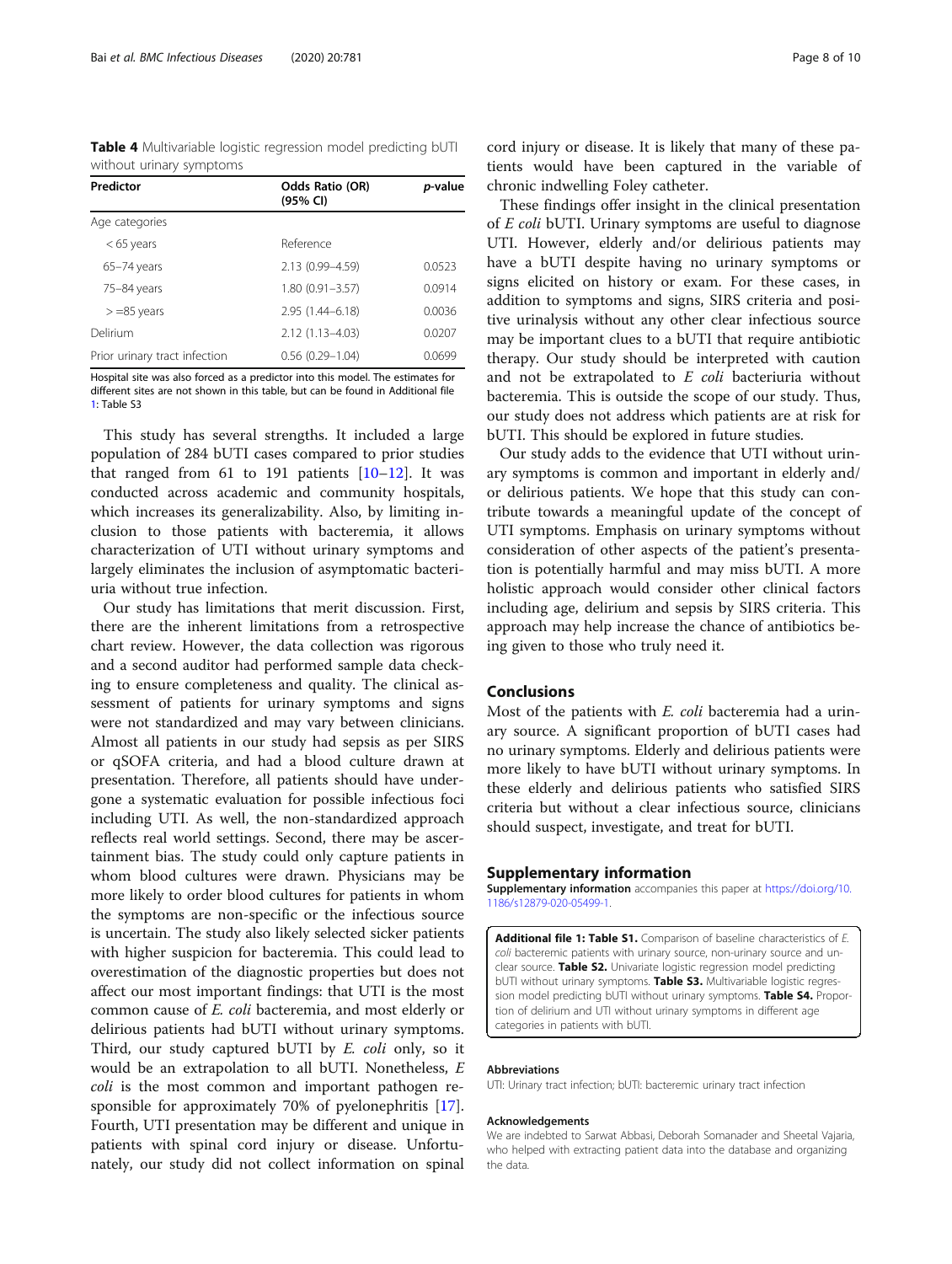**Table 4** Multivariable logistic regression model predicting bUTI without urinary symptoms

| Predictor | Odds Ratio (OR) (95% CI) | *p*-value |
|---|---|---|
| Age categories | | |
| < 65 years | Reference | |
| 65–74 years | 2.13 (0.99–4.59) | 0.0523 |
| 75–84 years | 1.80 (0.91–3.57) | 0.0914 |
| > =85 years | 2.95 (1.44–6.18) | 0.0036 |
| Delirium | 2.12 (1.13–4.03) | 0.0207 |
| Prior urinary tract infection | 0.56 (0.29–1.04) | 0.0699 |

Hospital site was also forced as a predictor into this model. The estimates for different sites are not shown in this table, but can be found in Additional file 1: Table S3

This study has several strengths. It included a large population of 284 bUTI cases compared to prior studies that ranged from 61 to 191 patients [10–12]. It was conducted across academic and community hospitals, which increases its generalizability. Also, by limiting inclusion to those patients with bacteremia, it allows characterization of UTI without urinary symptoms and largely eliminates the inclusion of asymptomatic bacteriuria without true infection.

Our study has limitations that merit discussion. First, there are the inherent limitations from a retrospective chart review. However, the data collection was rigorous and a second auditor had performed sample data checking to ensure completeness and quality. The clinical assessment of patients for urinary symptoms and signs were not standardized and may vary between clinicians. Almost all patients in our study had sepsis as per SIRS or qSOFA criteria, and had a blood culture drawn at presentation. Therefore, all patients should have undergone a systematic evaluation for possible infectious foci including UTI. As well, the non-standardized approach reflects real world settings. Second, there may be ascertainment bias. The study could only capture patients in whom blood cultures were drawn. Physicians may be more likely to order blood cultures for patients in whom the symptoms are non-specific or the infectious source is uncertain. The study also likely selected sicker patients with higher suspicion for bacteremia. This could lead to overestimation of the diagnostic properties but does not affect our most important findings: that UTI is the most common cause of *E. coli* bacteremia, and most elderly or delirious patients had bUTI without urinary symptoms. Third, our study captured bUTI by *E. coli* only, so it would be an extrapolation to all bUTI. Nonetheless, *E coli* is the most common and important pathogen responsible for approximately 70% of pyelonephritis [17]. Fourth, UTI presentation may be different and unique in patients with spinal cord injury or disease. Unfortunately, our study did not collect information on spinal cord injury or disease. It is likely that many of these patients would have been captured in the variable of chronic indwelling Foley catheter.

These findings offer insight in the clinical presentation of *E coli* bUTI. Urinary symptoms are useful to diagnose UTI. However, elderly and/or delirious patients may have a bUTI despite having no urinary symptoms or signs elicited on history or exam. For these cases, in addition to symptoms and signs, SIRS criteria and positive urinalysis without any other clear infectious source may be important clues to a bUTI that require antibiotic therapy. Our study should be interpreted with caution and not be extrapolated to *E coli* bacteriuria without bacteremia. This is outside the scope of our study. Thus, our study does not address which patients are at risk for bUTI. This should be explored in future studies.

Our study adds to the evidence that UTI without urinary symptoms is common and important in elderly and/or delirious patients. We hope that this study can contribute towards a meaningful update of the concept of UTI symptoms. Emphasis on urinary symptoms without consideration of other aspects of the patient's presentation is potentially harmful and may miss bUTI. A more holistic approach would consider other clinical factors including age, delirium and sepsis by SIRS criteria. This approach may help increase the chance of antibiotics being given to those who truly need it.

## Conclusions

Most of the patients with *E. coli* bacteremia had a urinary source. A significant proportion of bUTI cases had no urinary symptoms. Elderly and delirious patients were more likely to have bUTI without urinary symptoms. In these elderly and delirious patients who satisfied SIRS criteria but without a clear infectious source, clinicians should suspect, investigate, and treat for bUTI.

## Supplementary information

**Supplementary information** accompanies this paper at https://doi.org/10.1186/s12879-020-05499-1.

**Additional file 1: Table S1.** Comparison of baseline characteristics of *E. coli* bacteremic patients with urinary source, non-urinary source and unclear source. **Table S2.** Univariate logistic regression model predicting bUTI without urinary symptoms. **Table S3.** Multivariable logistic regression model predicting bUTI without urinary symptoms. **Table S4.** Proportion of delirium and UTI without urinary symptoms in different age categories in patients with bUTI.

### Abbreviations

UTI: Urinary tract infection; bUTI: bacteremic urinary tract infection

### Acknowledgements

We are indebted to Sarwat Abbasi, Deborah Somanader and Sheetal Vajaria, who helped with extracting patient data into the database and organizing the data.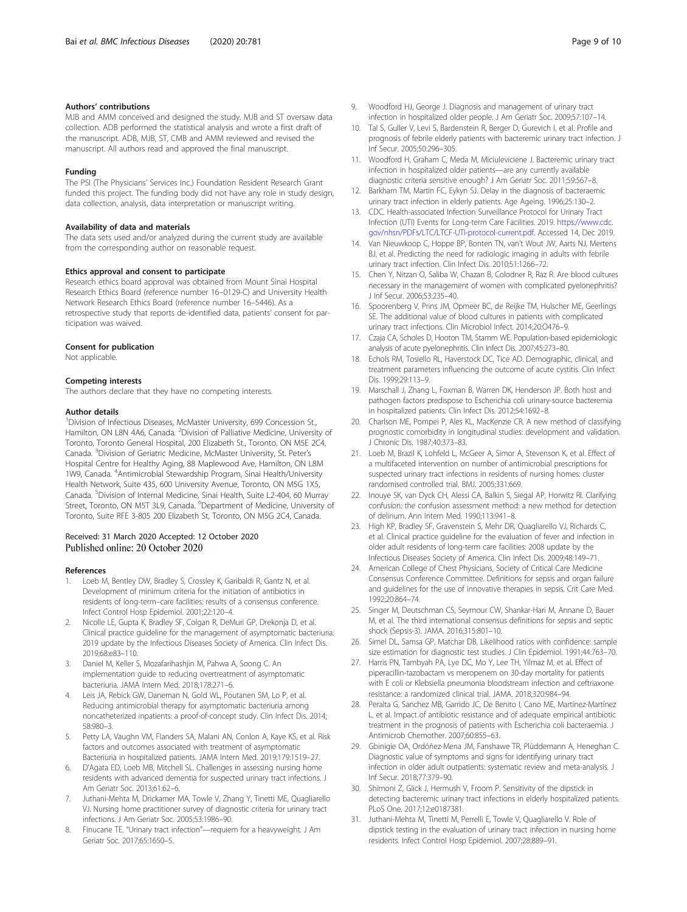## Authors' contributions

MJB and AMM conceived and designed the study. MJB and ST oversaw data collection. ADB performed the statistical analysis and wrote a first draft of the manuscript. ADB, MJB, ST, CMB and AMM reviewed and revised the manuscript. All authors read and approved the final manuscript.

## Funding

The PSI (The Physicians' Services Inc.) Foundation Resident Research Grant funded this project. The funding body did not have any role in study design, data collection, analysis, data interpretation or manuscript writing.

## Availability of data and materials

The data sets used and/or analyzed during the current study are available from the corresponding author on reasonable request.

## Ethics approval and consent to participate

Research ethics board approval was obtained from Mount Sinai Hospital Research Ethics Board (reference number 16–0129-C) and University Health Network Research Ethics Board (reference number 16–5446). As a retrospective study that reports de-identified data, patients' consent for participation was waived.

## Consent for publication

Not applicable.

## Competing interests

The authors declare that they have no competing interests.

## Author details

[1]Division of Infectious Diseases, McMaster University, 699 Concession St., Hamilton, ON L8N 4A6, Canada. [2]Division of Palliative Medicine, University of Toronto, Toronto General Hospital, 200 Elizabeth St., Toronto, ON M5E 2C4, Canada. [3]Division of Geriatric Medicine, McMaster University, St. Peter's Hospital Centre for Healthy Aging, 88 Maplewood Ave, Hamilton, ON L8M 1W9, Canada. [4]Antimicrobial Stewardship Program, Sinai Health/University Health Network, Suite 435, 600 University Avenue, Toronto, ON M5G 1X5, Canada. [5]Division of Internal Medicine, Sinai Health, Suite L2-404, 60 Murray Street, Toronto, ON M5T 3L9, Canada. [6]Department of Medicine, University of Toronto, Suite RFE 3-805 200 Elizabeth St, Toronto, ON M5G 2C4, Canada.

Received: 31 March 2020 Accepted: 12 October 2020
Published online: 20 October 2020

## References

1. Loeb M, Bentley DW, Bradley S, Crossley K, Garibaldi R, Gantz N, et al. Development of minimum criteria for the initiation of antibiotics in residents of long-term–care facilities: results of a consensus conference. Infect Control Hosp Epidemiol. 2001;22:120–4.
2. Nicolle LE, Gupta K, Bradley SF, Colgan R, DeMuri GP, Drekonja D, et al. Clinical practice guideline for the management of asymptomatic bacteriuria: 2019 update by the Infectious Diseases Society of America. Clin Infect Dis. 2019;68:e83–110.
3. Daniel M, Keller S, Mozafarihashjin M, Pahwa A, Soong C. An implementation guide to reducing overtreatment of asymptomatic bacteriuria. JAMA Intern Med. 2018;178:271–6.
4. Leis JA, Rebick GW, Daneman N, Gold WL, Poutanen SM, Lo P, et al. Reducing antimicrobial therapy for asymptomatic bacteriuria among noncatheterized inpatients: a proof-of-concept study. Clin Infect Dis. 2014; 58:980–3.
5. Petty LA, Vaughn VM, Flanders SA, Malani AN, Conlon A, Kaye KS, et al. Risk factors and outcomes associated with treatment of asymptomatic Bacteriuria in hospitalized patients. JAMA Intern Med. 2019;179:1519–27.
6. D'Agata ED, Loeb MB, Mitchell SL. Challenges in assessing nursing home residents with advanced dementia for suspected urinary tract infections. J Am Geriatr Soc. 2013;61:62–6.
7. Juthani-Mehta M, Drickamer MA, Towle V, Zhang Y, Tinetti ME, Quagliarello VJ. Nursing home practitioner survey of diagnostic criteria for urinary tract infections. J Am Geriatr Soc. 2005;53:1986–90.
8. Finucane TE. "Urinary tract infection"—requiem for a heavyweight. J Am Geriatr Soc. 2017;65:1650–5.
9. Woodford HJ, George J. Diagnosis and management of urinary tract infection in hospitalized older people. J Am Geriatr Soc. 2009;57:107–14.
10. Tal S, Guller V, Levi S, Bardenstein R, Berger D, Gurevich I, et al. Profile and prognosis of febrile elderly patients with bacteremic urinary tract infection. J Inf Secur. 2005;50:296–305.
11. Woodford H, Graham C, Meda M, Miciuleviciene J. Bacteremic urinary tract infection in hospitalized older patients—are any currently available diagnostic criteria sensitive enough? J Am Geriatr Soc. 2011;59:567–8.
12. Barkham TM, Martin FC, Eykyn SJ. Delay in the diagnosis of bacteraemic urinary tract infection in elderly patients. Age Ageing. 1996;25:130–2.
13. CDC. Health-associated Infection Surveillance Protocol for Urinary Tract Infection (UTI) Events for Long-term Care Facilities. 2019. https://www.cdc.gov/nhsn/PDFs/LTC/LTCF-UTI-protocol-current.pdf. Accessed 14, Dec 2019.
14. Van Nieuwkoop C, Hoppe BP, Bonten TN, van't Wout JW, Aarts NJ, Mertens BJ, et al. Predicting the need for radiologic imaging in adults with febrile urinary tract infection. Clin Infect Dis. 2010;51:1266–72.
15. Chen Y, Nitzan O, Saliba W, Chazan B, Colodner R, Raz R. Are blood cultures necessary in the management of women with complicated pyelonephritis? J Inf Secur. 2006;53:235–40.
16. Spoorenberg V, Prins JM, Opmeer BC, de Reijke TM, Hulscher ME, Geerlings SE. The additional value of blood cultures in patients with complicated urinary tract infections. Clin Microbiol Infect. 2014;20:O476–9.
17. Czaja CA, Scholes D, Hooton TM, Stamm WE. Population-based epidemiologic analysis of acute pyelonephritis. Clin Infect Dis. 2007;45:273–80.
18. Echols RM, Tosiello RL, Haverstock DC, Tice AD. Demographic, clinical, and treatment parameters influencing the outcome of acute cystitis. Clin Infect Dis. 1999;29:113–9.
19. Marschall J, Zhang L, Foxman B, Warren DK, Henderson JP. Both host and pathogen factors predispose to Escherichia coli urinary-source bacteremia in hospitalized patients. Clin Infect Dis. 2012;54:1692–8.
20. Charlson ME, Pompei P, Ales KL, MacKenzie CR. A new method of classifying prognostic comorbidity in longitudinal studies: development and validation. J Chronic Dis. 1987;40:373–83.
21. Loeb M, Brazil K, Lohfeld L, McGeer A, Simor A, Stevenson K, et al. Effect of a multifaceted intervention on number of antimicrobial prescriptions for suspected urinary tract infections in residents of nursing homes: cluster randomised controlled trial. BMJ. 2005;331:669.
22. Inouye SK, van Dyck CH, Alessi CA, Balkin S, Siegal AP, Horwitz RI. Clarifying confusion: the confusion assessment method: a new method for detection of delirium. Ann Intern Med. 1990;113:941–8.
23. High KP, Bradley SF, Gravenstein S, Mehr DR, Quagliarello VJ, Richards C, et al. Clinical practice guideline for the evaluation of fever and infection in older adult residents of long-term care facilities: 2008 update by the Infectious Diseases Society of America. Clin Infect Dis. 2009;48:149–71.
24. American College of Chest Physicians, Society of Critical Care Medicine Consensus Conference Committee. Definitions for sepsis and organ failure and guidelines for the use of innovative therapies in sepsis. Crit Care Med. 1992;20:864–74.
25. Singer M, Deutschman CS, Seymour CW, Shankar-Hari M, Annane D, Bauer M, et al. The third international consensus definitions for sepsis and septic shock (Sepsis-3). JAMA. 2016;315:801–10.
26. Simel DL, Samsa GP, Matchar DB. Likelihood ratios with confidence: sample size estimation for diagnostic test studies. J Clin Epidemiol. 1991;44:763–70.
27. Harris PN, Tambyah PA, Lye DC, Mo Y, Lee TH, Yilmaz M, et al. Effect of piperacillin-tazobactam vs meropenem on 30-day mortality for patients with E coli or Klebsiella pneumonia bloodstream infection and ceftriaxone resistance: a randomized clinical trial. JAMA. 2018;320:984–94.
28. Peralta G, Sanchez MB, Garrido JC, De Benito I, Cano ME, Martínez-Martínez L, et al. Impact of antibiotic resistance and of adequate empirical antibiotic treatment in the prognosis of patients with Escherichia coli bacteraemia. J Antimicrob Chemother. 2007;60:855–63.
29. Gbinigie OA, Ordóñez-Mena JM, Fanshawe TR, Plüddemann A, Heneghan C. Diagnostic value of symptoms and signs for identifying urinary tract infection in older adult outpatients: systematic review and meta-analysis. J Inf Secur. 2018;77:379–90.
30. Shimoni Z, Glick J, Hermush V, Froom P. Sensitivity of the dipstick in detecting bacteremic urinary tract infections in elderly hospitalized patients. PLoS One. 2017;12:e0187381.
31. Juthani-Mehta M, Tinetti M, Perrelli E, Towle V, Quagliarello V. Role of dipstick testing in the evaluation of urinary tract infection in nursing home residents. Infect Control Hosp Epidemiol. 2007;28:889–91.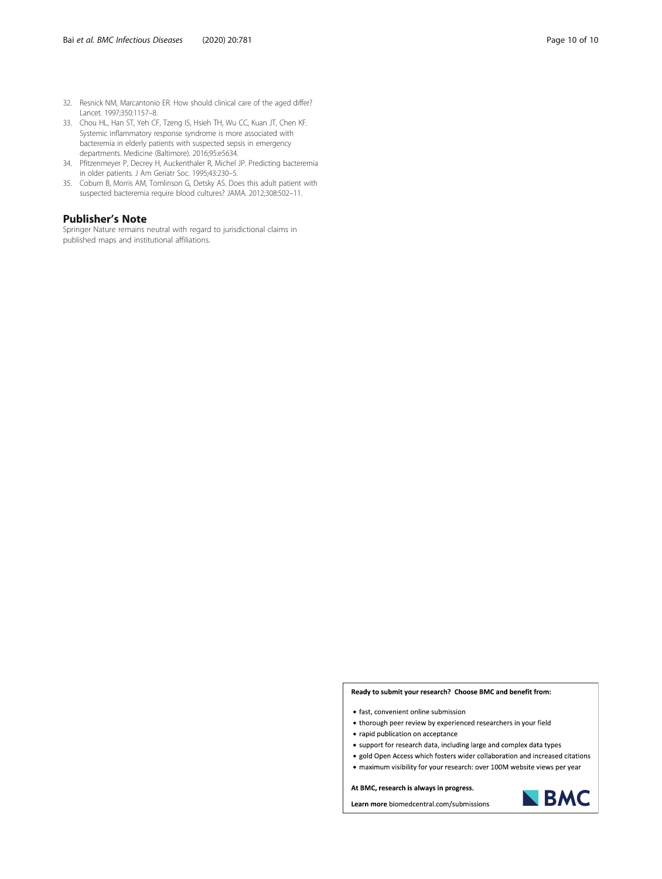32. Resnick NM, Marcantonio ER. How should clinical care of the aged differ? Lancet. 1997;350:1157–8.
33. Chou HL, Han ST, Yeh CF, Tzeng IS, Hsieh TH, Wu CC, Kuan JT, Chen KF. Systemic inflammatory response syndrome is more associated with bacteremia in elderly patients with suspected sepsis in emergency departments. Medicine (Baltimore). 2016;95:e5634.
34. Pfitzenmeyer P, Decrey H, Auckenthaler R, Michel JP. Predicting bacteremia in older patients. J Am Geriatr Soc. 1995;43:230–5.
35. Coburn B, Morris AM, Tomlinson G, Detsky AS. Does this adult patient with suspected bacteremia require blood cultures? JAMA. 2012;308:502–11.

## Publisher's Note

Springer Nature remains neutral with regard to jurisdictional claims in published maps and institutional affiliations.

**Ready to submit your research? Choose BMC and benefit from:**

- fast, convenient online submission
- thorough peer review by experienced researchers in your field
- rapid publication on acceptance
- support for research data, including large and complex data types
- gold Open Access which fosters wider collaboration and increased citations
- maximum visibility for your research: over 100M website views per year

**At BMC, research is always in progress.**

**Learn more** biomedcentral.com/submissions

BMC